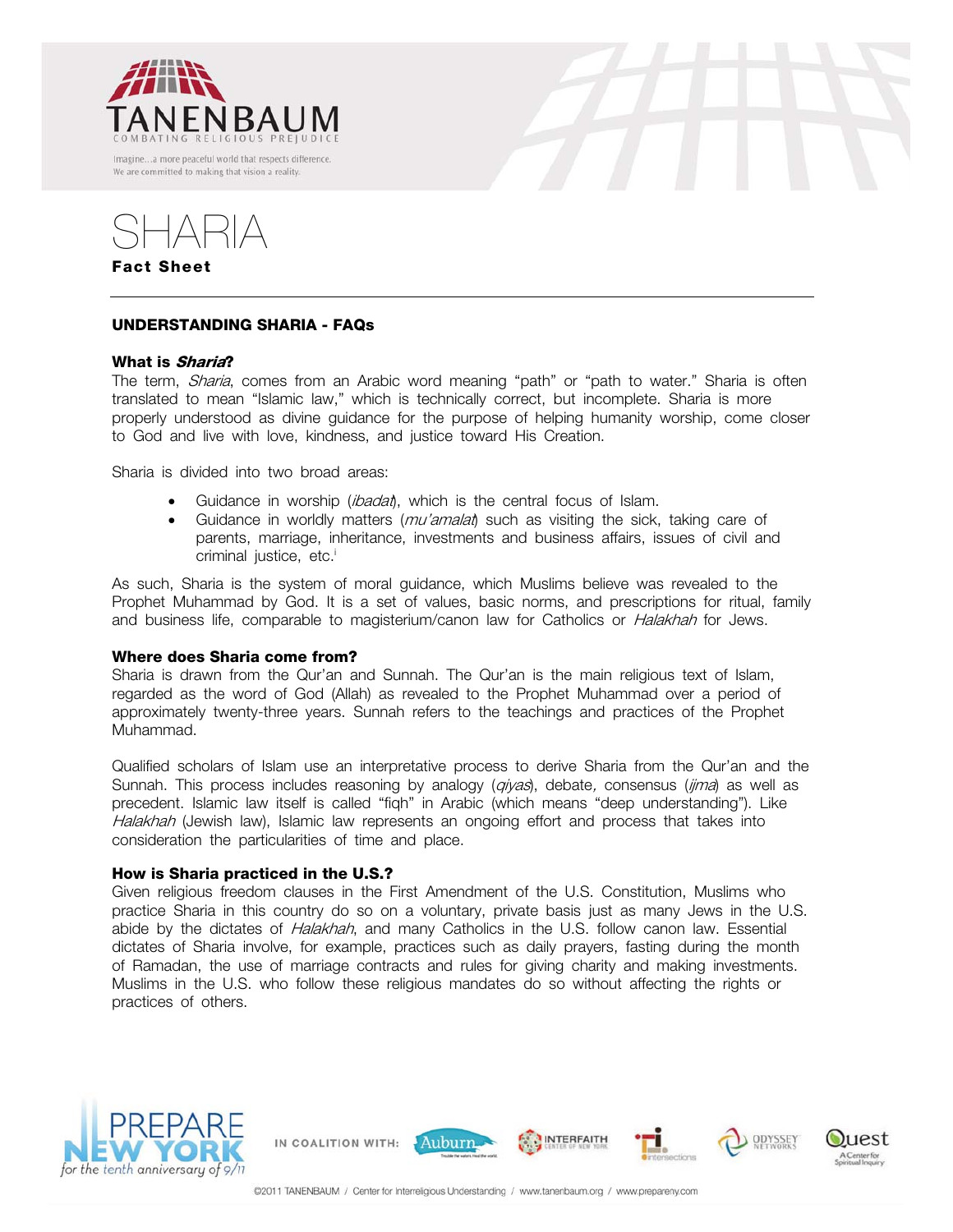TANENBAUM

COMBATING RELIGIOUS PREJUDICE

Imagine...a more peaceful world that respects difference.
We are committed to making that vision a reality.

# SHARIA

**Fact Sheet**

## UNDERSTANDING SHARIA - FAQs

### What is *Sharia*?

The term, *Sharia*, comes from an Arabic word meaning "path" or "path to water." Sharia is often translated to mean "Islamic law," which is technically correct, but incomplete. Sharia is more properly understood as divine guidance for the purpose of helping humanity worship, come closer to God and live with love, kindness, and justice toward His Creation.

Sharia is divided into two broad areas:

- Guidance in worship (*ibadat*), which is the central focus of Islam.
- Guidance in worldly matters (*mu'amalat*) such as visiting the sick, taking care of parents, marriage, inheritance, investments and business affairs, issues of civil and criminal justice, etc.[i]

As such, Sharia is the system of moral guidance, which Muslims believe was revealed to the Prophet Muhammad by God. It is a set of values, basic norms, and prescriptions for ritual, family and business life, comparable to magisterium/canon law for Catholics or *Halakhah* for Jews.

### Where does Sharia come from?

Sharia is drawn from the Qur'an and Sunnah. The Qur'an is the main religious text of Islam, regarded as the word of God (Allah) as revealed to the Prophet Muhammad over a period of approximately twenty-three years. Sunnah refers to the teachings and practices of the Prophet Muhammad.

Qualified scholars of Islam use an interpretative process to derive Sharia from the Qur'an and the Sunnah. This process includes reasoning by analogy (*qiyas*), debate, consensus (*ijma*) as well as precedent. Islamic law itself is called "fiqh" in Arabic (which means "deep understanding"). Like *Halakhah* (Jewish law), Islamic law represents an ongoing effort and process that takes into consideration the particularities of time and place.

### How is Sharia practiced in the U.S.?

Given religious freedom clauses in the First Amendment of the U.S. Constitution, Muslims who practice Sharia in this country do so on a voluntary, private basis just as many Jews in the U.S. abide by the dictates of *Halakhah*, and many Catholics in the U.S. follow canon law. Essential dictates of Sharia involve, for example, practices such as daily prayers, fasting during the month of Ramadan, the use of marriage contracts and rules for giving charity and making investments. Muslims in the U.S. who follow these religious mandates do so without affecting the rights or practices of others.

PREPARE NEW YORK for the tenth anniversary of 9/11

IN COALITION WITH: Auburn, Interfaith Center of New York, Intersections, Odyssey Networks, Quest: A Center for Spiritual Inquiry

©2011 TANENBAUM / Center for Interreligious Understanding / www.tanenbaum.org / www.prepareny.com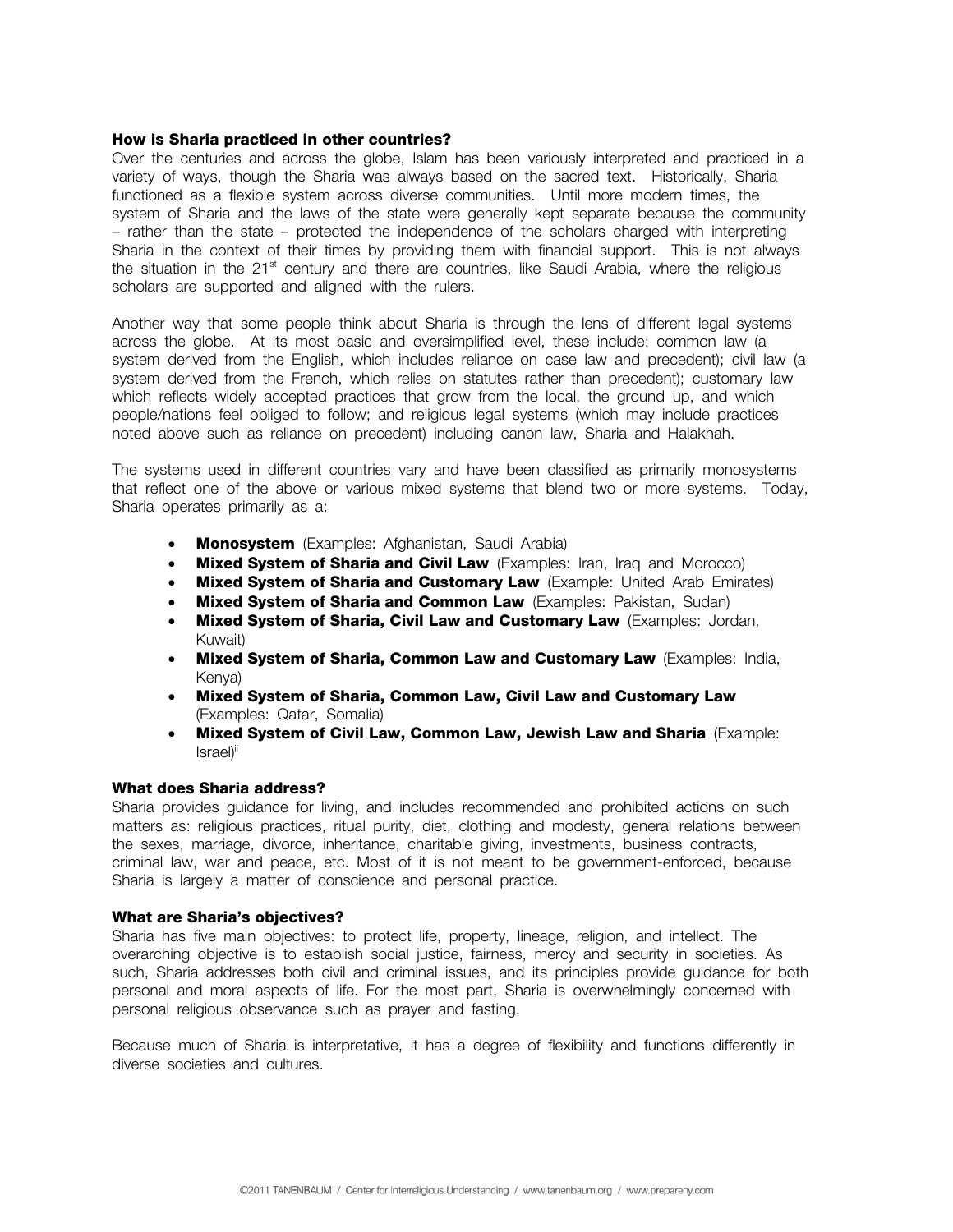### How is Sharia practiced in other countries?

Over the centuries and across the globe, Islam has been variously interpreted and practiced in a variety of ways, though the Sharia was always based on the sacred text. Historically, Sharia functioned as a flexible system across diverse communities. Until more modern times, the system of Sharia and the laws of the state were generally kept separate because the community – rather than the state – protected the independence of the scholars charged with interpreting Sharia in the context of their times by providing them with financial support. This is not always the situation in the 21st century and there are countries, like Saudi Arabia, where the religious scholars are supported and aligned with the rulers.

Another way that some people think about Sharia is through the lens of different legal systems across the globe. At its most basic and oversimplified level, these include: common law (a system derived from the English, which includes reliance on case law and precedent); civil law (a system derived from the French, which relies on statutes rather than precedent); customary law which reflects widely accepted practices that grow from the local, the ground up, and which people/nations feel obliged to follow; and religious legal systems (which may include practices noted above such as reliance on precedent) including canon law, Sharia and Halakhah.

The systems used in different countries vary and have been classified as primarily monosystems that reflect one of the above or various mixed systems that blend two or more systems. Today, Sharia operates primarily as a:

- **Monosystem** (Examples: Afghanistan, Saudi Arabia)
- **Mixed System of Sharia and Civil Law** (Examples: Iran, Iraq and Morocco)
- **Mixed System of Sharia and Customary Law** (Example: United Arab Emirates)
- **Mixed System of Sharia and Common Law** (Examples: Pakistan, Sudan)
- **Mixed System of Sharia, Civil Law and Customary Law** (Examples: Jordan, Kuwait)
- **Mixed System of Sharia, Common Law and Customary Law** (Examples: India, Kenya)
- **Mixed System of Sharia, Common Law, Civil Law and Customary Law** (Examples: Qatar, Somalia)
- **Mixed System of Civil Law, Common Law, Jewish Law and Sharia** (Example: Israel)[ii]

### What does Sharia address?

Sharia provides guidance for living, and includes recommended and prohibited actions on such matters as: religious practices, ritual purity, diet, clothing and modesty, general relations between the sexes, marriage, divorce, inheritance, charitable giving, investments, business contracts, criminal law, war and peace, etc. Most of it is not meant to be government-enforced, because Sharia is largely a matter of conscience and personal practice.

### What are Sharia's objectives?

Sharia has five main objectives: to protect life, property, lineage, religion, and intellect. The overarching objective is to establish social justice, fairness, mercy and security in societies. As such, Sharia addresses both civil and criminal issues, and its principles provide guidance for both personal and moral aspects of life. For the most part, Sharia is overwhelmingly concerned with personal religious observance such as prayer and fasting.

Because much of Sharia is interpretative, it has a degree of flexibility and functions differently in diverse societies and cultures.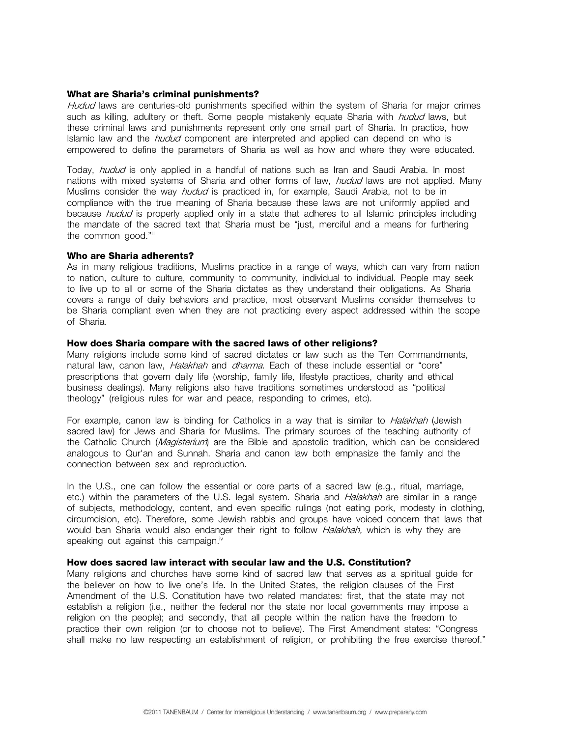### What are Sharia's criminal punishments?

*Hudud* laws are centuries-old punishments specified within the system of Sharia for major crimes such as killing, adultery or theft. Some people mistakenly equate Sharia with *hudud* laws, but these criminal laws and punishments represent only one small part of Sharia. In practice, how Islamic law and the *hudud* component are interpreted and applied can depend on who is empowered to define the parameters of Sharia as well as how and where they were educated.

Today, *hudud* is only applied in a handful of nations such as Iran and Saudi Arabia. In most nations with mixed systems of Sharia and other forms of law, *hudud* laws are not applied. Many Muslims consider the way *hudud* is practiced in, for example, Saudi Arabia, not to be in compliance with the true meaning of Sharia because these laws are not uniformly applied and because *hudud* is properly applied only in a state that adheres to all Islamic principles including the mandate of the sacred text that Sharia must be "just, merciful and a means for furthering the common good."[iii]

### Who are Sharia adherents?

As in many religious traditions, Muslims practice in a range of ways, which can vary from nation to nation, culture to culture, community to community, individual to individual. People may seek to live up to all or some of the Sharia dictates as they understand their obligations. As Sharia covers a range of daily behaviors and practice, most observant Muslims consider themselves to be Sharia compliant even when they are not practicing every aspect addressed within the scope of Sharia.

### How does Sharia compare with the sacred laws of other religions?

Many religions include some kind of sacred dictates or law such as the Ten Commandments, natural law, canon law, *Halakhah* and *dharma*. Each of these include essential or "core" prescriptions that govern daily life (worship, family life, lifestyle practices, charity and ethical business dealings). Many religions also have traditions sometimes understood as "political theology" (religious rules for war and peace, responding to crimes, etc).

For example, canon law is binding for Catholics in a way that is similar to *Halakhah* (Jewish sacred law) for Jews and Sharia for Muslims. The primary sources of the teaching authority of the Catholic Church (*Magisterium*) are the Bible and apostolic tradition, which can be considered analogous to Qur'an and Sunnah. Sharia and canon law both emphasize the family and the connection between sex and reproduction.

In the U.S., one can follow the essential or core parts of a sacred law (e.g., ritual, marriage, etc.) within the parameters of the U.S. legal system. Sharia and *Halakhah* are similar in a range of subjects, methodology, content, and even specific rulings (not eating pork, modesty in clothing, circumcision, etc). Therefore, some Jewish rabbis and groups have voiced concern that laws that would ban Sharia would also endanger their right to follow *Halakhah,* which is why they are speaking out against this campaign.[iv]

### How does sacred law interact with secular law and the U.S. Constitution?

Many religions and churches have some kind of sacred law that serves as a spiritual guide for the believer on how to live one's life. In the United States, the religion clauses of the First Amendment of the U.S. Constitution have two related mandates: first, that the state may not establish a religion (i.e., neither the federal nor the state nor local governments may impose a religion on the people); and secondly, that all people within the nation have the freedom to practice their own religion (or to choose not to believe). The First Amendment states: "Congress shall make no law respecting an establishment of religion, or prohibiting the free exercise thereof."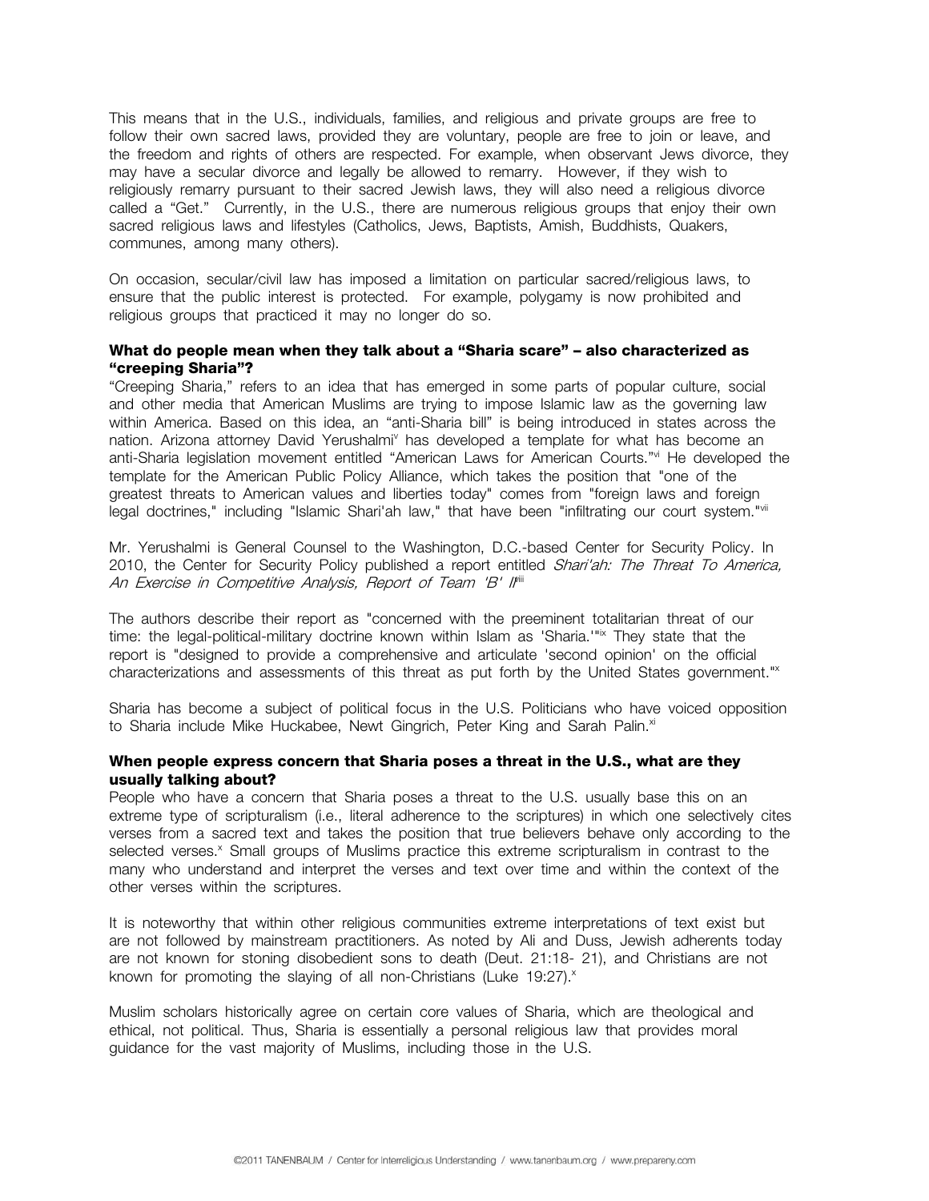This means that in the U.S., individuals, families, and religious and private groups are free to follow their own sacred laws, provided they are voluntary, people are free to join or leave, and the freedom and rights of others are respected. For example, when observant Jews divorce, they may have a secular divorce and legally be allowed to remarry. However, if they wish to religiously remarry pursuant to their sacred Jewish laws, they will also need a religious divorce called a "Get." Currently, in the U.S., there are numerous religious groups that enjoy their own sacred religious laws and lifestyles (Catholics, Jews, Baptists, Amish, Buddhists, Quakers, communes, among many others).

On occasion, secular/civil law has imposed a limitation on particular sacred/religious laws, to ensure that the public interest is protected. For example, polygamy is now prohibited and religious groups that practiced it may no longer do so.

**What do people mean when they talk about a "Sharia scare" – also characterized as "creeping Sharia"?**

"Creeping Sharia," refers to an idea that has emerged in some parts of popular culture, social and other media that American Muslims are trying to impose Islamic law as the governing law within America. Based on this idea, an "anti-Sharia bill" is being introduced in states across the nation. Arizona attorney David Yerushalmi[v] has developed a template for what has become an anti-Sharia legislation movement entitled "American Laws for American Courts."[vi] He developed the template for the American Public Policy Alliance, which takes the position that "one of the greatest threats to American values and liberties today" comes from "foreign laws and foreign legal doctrines," including "Islamic Shari'ah law," that have been "infiltrating our court system."[vii]

Mr. Yerushalmi is General Counsel to the Washington, D.C.-based Center for Security Policy. In 2010, the Center for Security Policy published a report entitled *Shari'ah: The Threat To America, An Exercise in Competitive Analysis, Report of Team 'B' II*[viii]

The authors describe their report as "concerned with the preeminent totalitarian threat of our time: the legal-political-military doctrine known within Islam as 'Sharia.'"[ix] They state that the report is "designed to provide a comprehensive and articulate 'second opinion' on the official characterizations and assessments of this threat as put forth by the United States government."[x]

Sharia has become a subject of political focus in the U.S. Politicians who have voiced opposition to Sharia include Mike Huckabee, Newt Gingrich, Peter King and Sarah Palin.[xi]

**When people express concern that Sharia poses a threat in the U.S., what are they usually talking about?**

People who have a concern that Sharia poses a threat to the U.S. usually base this on an extreme type of scripturalism (i.e., literal adherence to the scriptures) in which one selectively cites verses from a sacred text and takes the position that true believers behave only according to the selected verses.[x] Small groups of Muslims practice this extreme scripturalism in contrast to the many who understand and interpret the verses and text over time and within the context of the other verses within the scriptures.

It is noteworthy that within other religious communities extreme interpretations of text exist but are not followed by mainstream practitioners. As noted by Ali and Duss, Jewish adherents today are not known for stoning disobedient sons to death (Deut. 21:18- 21), and Christians are not known for promoting the slaying of all non-Christians (Luke 19:27).[x]

Muslim scholars historically agree on certain core values of Sharia, which are theological and ethical, not political. Thus, Sharia is essentially a personal religious law that provides moral guidance for the vast majority of Muslims, including those in the U.S.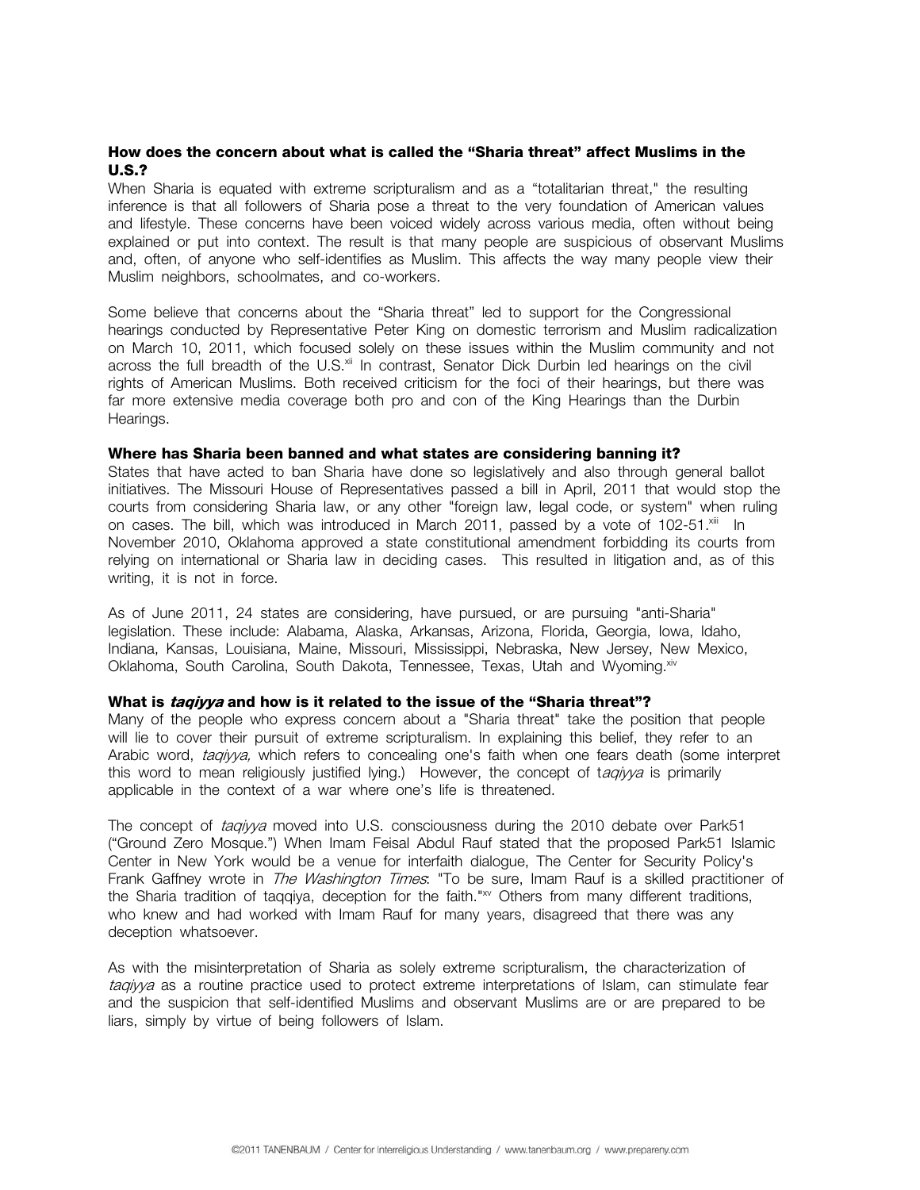### How does the concern about what is called the "Sharia threat" affect Muslims in the U.S.?

When Sharia is equated with extreme scripturalism and as a "totalitarian threat," the resulting inference is that all followers of Sharia pose a threat to the very foundation of American values and lifestyle. These concerns have been voiced widely across various media, often without being explained or put into context. The result is that many people are suspicious of observant Muslims and, often, of anyone who self-identifies as Muslim. This affects the way many people view their Muslim neighbors, schoolmates, and co-workers.

Some believe that concerns about the "Sharia threat" led to support for the Congressional hearings conducted by Representative Peter King on domestic terrorism and Muslim radicalization on March 10, 2011, which focused solely on these issues within the Muslim community and not across the full breadth of the U.S.[xii] In contrast, Senator Dick Durbin led hearings on the civil rights of American Muslims. Both received criticism for the foci of their hearings, but there was far more extensive media coverage both pro and con of the King Hearings than the Durbin Hearings.

### Where has Sharia been banned and what states are considering banning it?

States that have acted to ban Sharia have done so legislatively and also through general ballot initiatives. The Missouri House of Representatives passed a bill in April, 2011 that would stop the courts from considering Sharia law, or any other "foreign law, legal code, or system" when ruling on cases. The bill, which was introduced in March 2011, passed by a vote of 102-51.[xiii] In November 2010, Oklahoma approved a state constitutional amendment forbidding its courts from relying on international or Sharia law in deciding cases. This resulted in litigation and, as of this writing, it is not in force.

As of June 2011, 24 states are considering, have pursued, or are pursuing "anti-Sharia" legislation. These include: Alabama, Alaska, Arkansas, Arizona, Florida, Georgia, Iowa, Idaho, Indiana, Kansas, Louisiana, Maine, Missouri, Mississippi, Nebraska, New Jersey, New Mexico, Oklahoma, South Carolina, South Dakota, Tennessee, Texas, Utah and Wyoming.[xiv]

### What is *taqiyya* and how is it related to the issue of the "Sharia threat"?

Many of the people who express concern about a "Sharia threat" take the position that people will lie to cover their pursuit of extreme scripturalism. In explaining this belief, they refer to an Arabic word, *taqiyya,* which refers to concealing one's faith when one fears death (some interpret this word to mean religiously justified lying.) However, the concept of t*aqiyya* is primarily applicable in the context of a war where one's life is threatened.

The concept of *taqiyya* moved into U.S. consciousness during the 2010 debate over Park51 ("Ground Zero Mosque.") When Imam Feisal Abdul Rauf stated that the proposed Park51 Islamic Center in New York would be a venue for interfaith dialogue, The Center for Security Policy's Frank Gaffney wrote in *The Washington Times*: "To be sure, Imam Rauf is a skilled practitioner of the Sharia tradition of taqqiya, deception for the faith."[xv] Others from many different traditions, who knew and had worked with Imam Rauf for many years, disagreed that there was any deception whatsoever.

As with the misinterpretation of Sharia as solely extreme scripturalism, the characterization of *taqiyya* as a routine practice used to protect extreme interpretations of Islam, can stimulate fear and the suspicion that self-identified Muslims and observant Muslims are or are prepared to be liars, simply by virtue of being followers of Islam.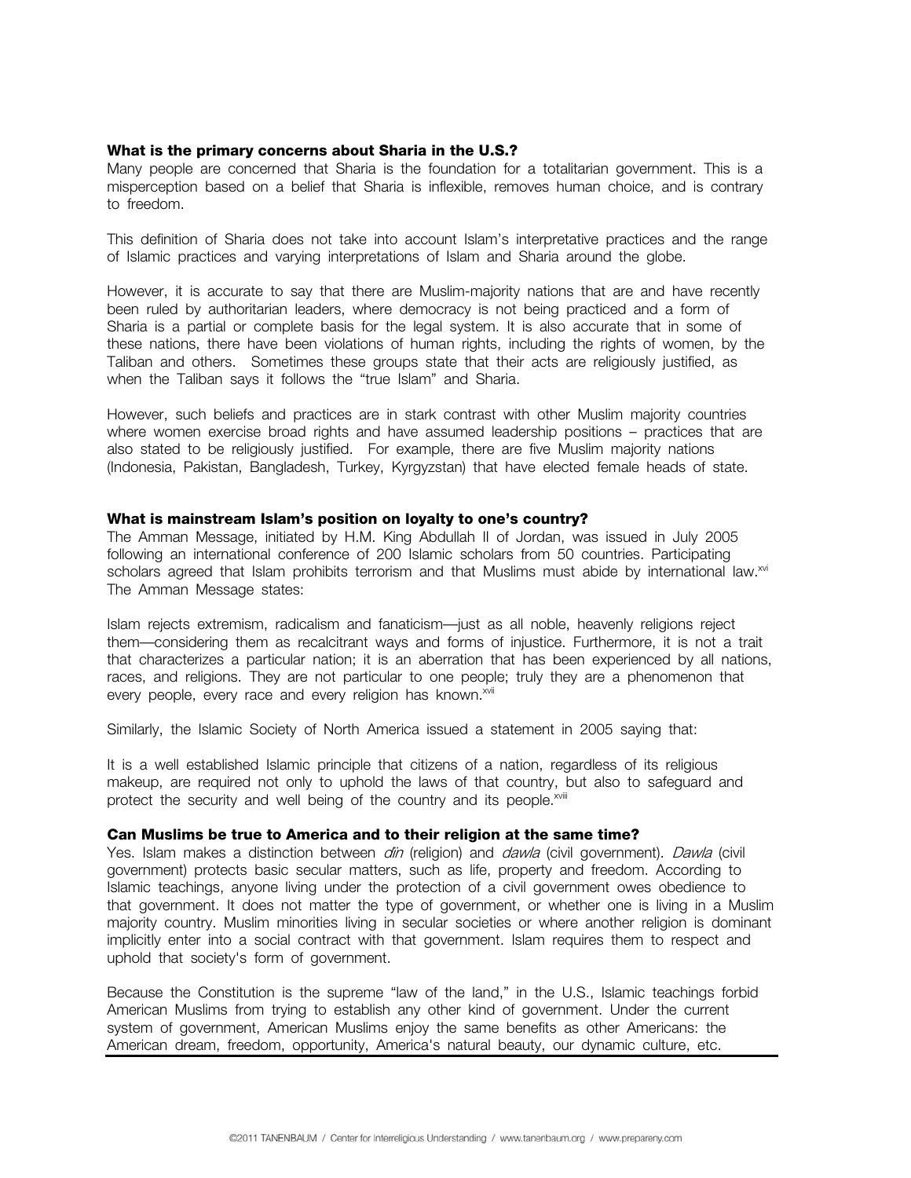### What is the primary concerns about Sharia in the U.S.?

Many people are concerned that Sharia is the foundation for a totalitarian government. This is a misperception based on a belief that Sharia is inflexible, removes human choice, and is contrary to freedom.

This definition of Sharia does not take into account Islam's interpretative practices and the range of Islamic practices and varying interpretations of Islam and Sharia around the globe.

However, it is accurate to say that there are Muslim-majority nations that are and have recently been ruled by authoritarian leaders, where democracy is not being practiced and a form of Sharia is a partial or complete basis for the legal system. It is also accurate that in some of these nations, there have been violations of human rights, including the rights of women, by the Taliban and others. Sometimes these groups state that their acts are religiously justified, as when the Taliban says it follows the "true Islam" and Sharia.

However, such beliefs and practices are in stark contrast with other Muslim majority countries where women exercise broad rights and have assumed leadership positions – practices that are also stated to be religiously justified. For example, there are five Muslim majority nations (Indonesia, Pakistan, Bangladesh, Turkey, Kyrgyzstan) that have elected female heads of state.

### What is mainstream Islam's position on loyalty to one's country?

The Amman Message, initiated by H.M. King Abdullah II of Jordan, was issued in July 2005 following an international conference of 200 Islamic scholars from 50 countries. Participating scholars agreed that Islam prohibits terrorism and that Muslims must abide by international law.[xvi] The Amman Message states:

Islam rejects extremism, radicalism and fanaticism—just as all noble, heavenly religions reject them—considering them as recalcitrant ways and forms of injustice. Furthermore, it is not a trait that characterizes a particular nation; it is an aberration that has been experienced by all nations, races, and religions. They are not particular to one people; truly they are a phenomenon that every people, every race and every religion has known.[xvii]

Similarly, the Islamic Society of North America issued a statement in 2005 saying that:

It is a well established Islamic principle that citizens of a nation, regardless of its religious makeup, are required not only to uphold the laws of that country, but also to safeguard and protect the security and well being of the country and its people.[xviii]

### Can Muslims be true to America and to their religion at the same time?

Yes. Islam makes a distinction between *din* (religion) and *dawla* (civil government). *Dawla* (civil government) protects basic secular matters, such as life, property and freedom. According to Islamic teachings, anyone living under the protection of a civil government owes obedience to that government. It does not matter the type of government, or whether one is living in a Muslim majority country. Muslim minorities living in secular societies or where another religion is dominant implicitly enter into a social contract with that government. Islam requires them to respect and uphold that society's form of government.

Because the Constitution is the supreme "law of the land," in the U.S., Islamic teachings forbid American Muslims from trying to establish any other kind of government. Under the current system of government, American Muslims enjoy the same benefits as other Americans: the American dream, freedom, opportunity, America's natural beauty, our dynamic culture, etc.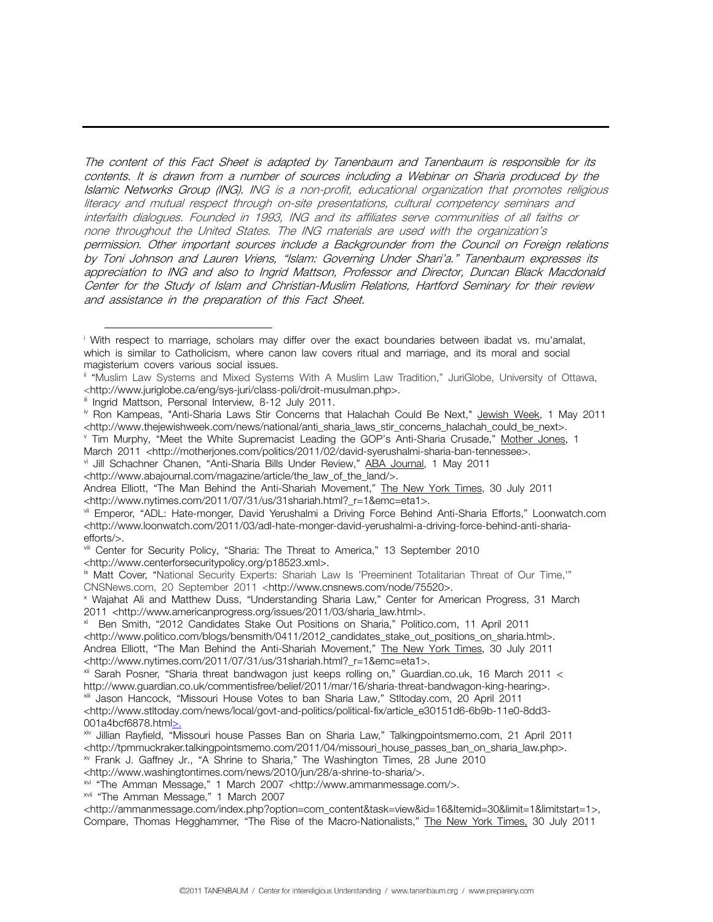---

*The content of this Fact Sheet is adapted by Tanenbaum and Tanenbaum is responsible for its contents. It is drawn from a number of sources including a Webinar on Sharia produced by the Islamic Networks Group (ING). ING is a non-profit, educational organization that promotes religious literacy and mutual respect through on-site presentations, cultural competency seminars and interfaith dialogues. Founded in 1993, ING and its affiliates serve communities of all faiths or none throughout the United States. The ING materials are used with the organization's permission. Other important sources include a Backgrounder from the Council on Foreign relations by Toni Johnson and Lauren Vriens, "Islam: Governing Under Shari'a." Tanenbaum expresses its appreciation to ING and also to Ingrid Mattson, Professor and Director, Duncan Black Macdonald Center for the Study of Islam and Christian-Muslim Relations, Hartford Seminary for their review and assistance in the preparation of this Fact Sheet.*

---

[i] With respect to marriage, scholars may differ over the exact boundaries between ibadat vs. mu'amalat, which is similar to Catholicism, where canon law covers ritual and marriage, and its moral and social magisterium covers various social issues.

[ii] "Muslim Law Systems and Mixed Systems With A Muslim Law Tradition," JuriGlobe, University of Ottawa, <http://www.juriglobe.ca/eng/sys-juri/class-poli/droit-musulman.php>.

[iii] Ingrid Mattson, Personal Interview, 8-12 July 2011.

[iv] Ron Kampeas, "Anti-Sharia Laws Stir Concerns that Halachah Could Be Next," Jewish Week, 1 May 2011 <http://www.thejewishweek.com/news/national/anti_sharia_laws_stir_concerns_halachah_could_be_next>.

[v] Tim Murphy, "Meet the White Supremacist Leading the GOP's Anti-Sharia Crusade," Mother Jones, 1 March 2011 <http://motherjones.com/politics/2011/02/david-syerushalmi-sharia-ban-tennessee>.

[vi] Jill Schachner Chanen, "Anti-Sharia Bills Under Review," ABA Journal, 1 May 2011 <http://www.abajournal.com/magazine/article/the_law_of_the_land/>.
Andrea Elliott, "The Man Behind the Anti-Shariah Movement," The New York Times, 30 July 2011 <http://www.nytimes.com/2011/07/31/us/31shariah.html?_r=1&emc=eta1>.

[vii] Emperor, "ADL: Hate-monger, David Yerushalmi a Driving Force Behind Anti-Sharia Efforts," Loonwatch.com <http://www.loonwatch.com/2011/03/adl-hate-monger-david-yerushalmi-a-driving-force-behind-anti-sharia-efforts/>.

[viii] Center for Security Policy, "Sharia: The Threat to America," 13 September 2010 <http://www.centerforsecuritypolicy.org/p18523.xml>.

[ix] Matt Cover, "National Security Experts: Shariah Law Is 'Preeminent Totalitarian Threat of Our Time,'" CNSNews.com, 20 September 2011 <http://www.cnsnews.com/node/75520>.

[x] Wajahat Ali and Matthew Duss, "Understanding Sharia Law," Center for American Progress, 31 March 2011 <http://www.americanprogress.org/issues/2011/03/sharia_law.html>.

[xi] Ben Smith, "2012 Candidates Stake Out Positions on Sharia," Politico.com, 11 April 2011 <http://www.politico.com/blogs/bensmith/0411/2012_candidates_stake_out_positions_on_sharia.html>.
Andrea Elliott, "The Man Behind the Anti-Shariah Movement," The New York Times, 30 July 2011 <http://www.nytimes.com/2011/07/31/us/31shariah.html?_r=1&emc=eta1>.

[xii] Sarah Posner, "Sharia threat bandwagon just keeps rolling on," Guardian.co.uk, 16 March 2011 < http://www.guardian.co.uk/commentisfree/belief/2011/mar/16/sharia-threat-bandwagon-king-hearing>.

[xiii] Jason Hancock, "Missouri House Votes to ban Sharia Law," Stltoday.com, 20 April 2011 <http://www.stltoday.com/news/local/govt-and-politics/political-fix/article_e30151d6-6b9b-11e0-8dd3-001a4bcf6878.html>.

[xiv] Jillian Rayfield, "Missouri house Passes Ban on Sharia Law," Talkingpointsmemo.com, 21 April 2011 <http://tpmmuckraker.talkingpointsmemo.com/2011/04/missouri_house_passes_ban_on_sharia_law.php>.

[xv] Frank J. Gaffney Jr., "A Shrine to Sharia," The Washington Times, 28 June 2010 <http://www.washingtontimes.com/news/2010/jun/28/a-shrine-to-sharia/>.

[xvi] "The Amman Message," 1 March 2007 <http://www.ammanmessage.com/>.

[xvii] "The Amman Message," 1 March 2007 <http://ammanmessage.com/index.php?option=com_content&task=view&id=16&Itemid=30&limit=1&limitstart=1>, Compare, Thomas Hegghammer, "The Rise of the Macro-Nationalists," The New York Times, 30 July 2011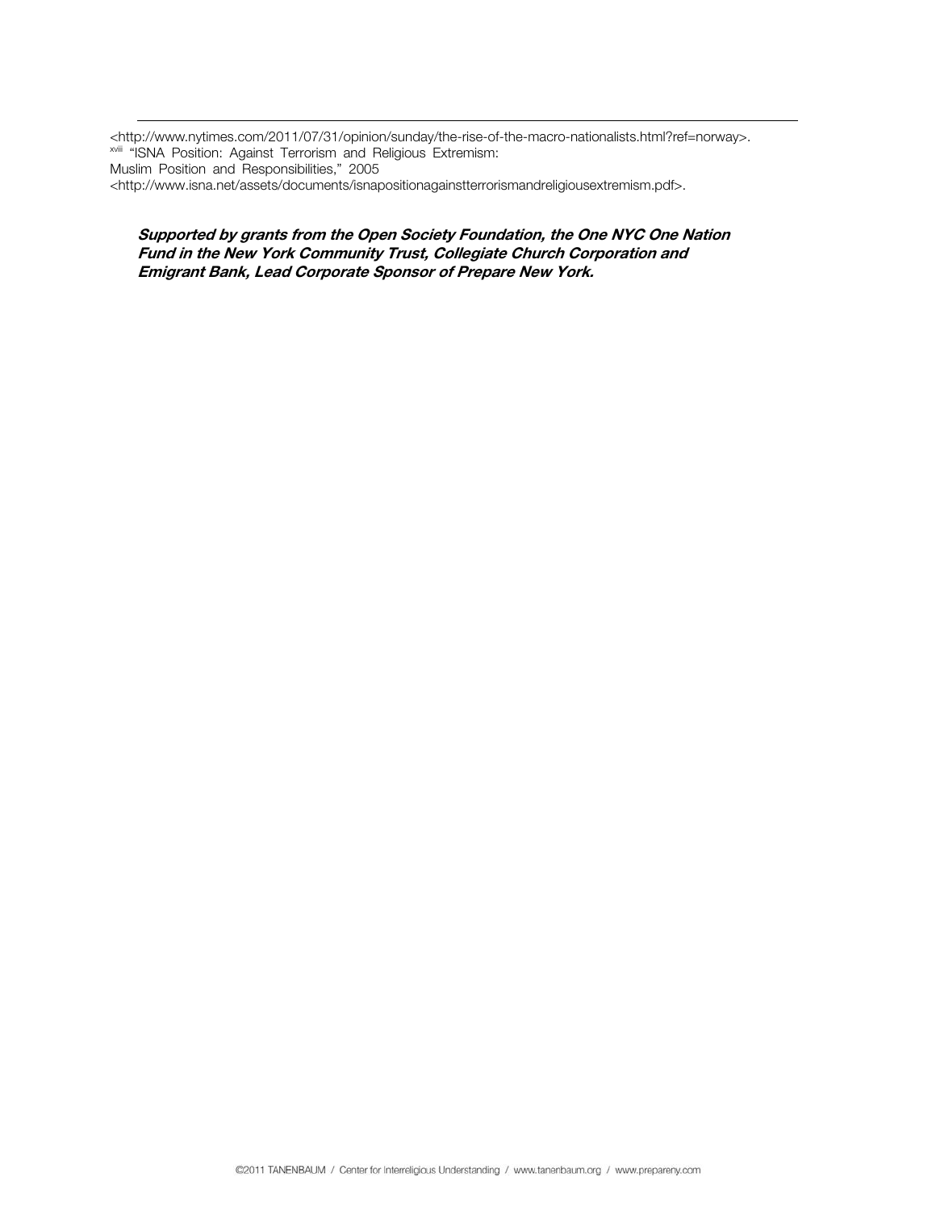<http://www.nytimes.com/2011/07/31/opinion/sunday/the-rise-of-the-macro-nationalists.html?ref=norway>.
[xviii] "ISNA Position: Against Terrorism and Religious Extremism:
Muslim Position and Responsibilities," 2005
<http://www.isna.net/assets/documents/isnapositionagainstterrorismandreligiousextremism.pdf>.

***Supported by grants from the Open Society Foundation, the One NYC One Nation Fund in the New York Community Trust, Collegiate Church Corporation and Emigrant Bank, Lead Corporate Sponsor of Prepare New York.***